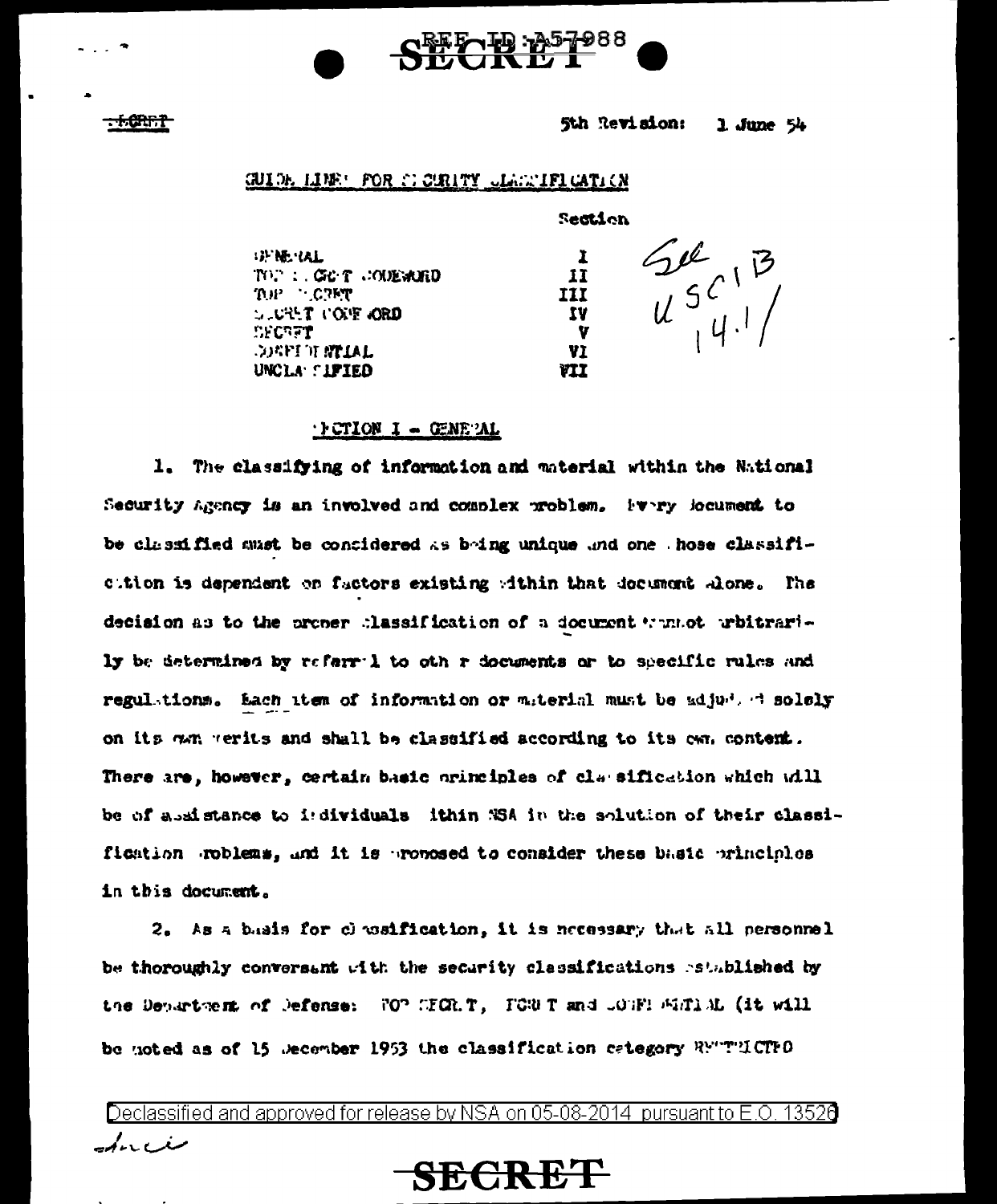SECRET

5th Revision: 1 June 54

## GUIDE LINES FOR SECURITY CLASSIFICATION

| | Section |
|---|---|
| GENERAL | I |
| TOP SECRET CODEWORD | II |
| TOP SECRET | III |
| SECRET CODEWORD | IV |
| SECRET | V |
| CONFIDENTIAL | VI |
| UNCLASSIFIED | VII |

Sec 1B USC 14.1

### SECTION I - GENERAL

1. The classifying of information and material within the National Security Agency is an involved and complex problem. Every document to be classified must be considered as being unique and one whose classification is dependent on factors existing within that document alone. The decision as to the proper classification of a document cannot arbitrarily be determined by referral to other documents or to specific rules and regulations. Each item of information or material must be adjudged solely on its own merits and shall be classified according to its own content. There are, however, certain basic principles of classification which will be of assistance to individuals within NSA in the solution of their classification problems, and it is proposed to consider these basic principles in this document.

2. As a basis for classification, it is necessary that all personnel be thoroughly conversant with the security classifications established by the Department of Defense: TOP SECRET, SECRET and CONFIDENTIAL (it will be noted as of 15 December 1953 the classification category RESTRICTED

Declassified and approved for release by NSA on 05-08-2014 pursuant to E.O. 13526

SECRET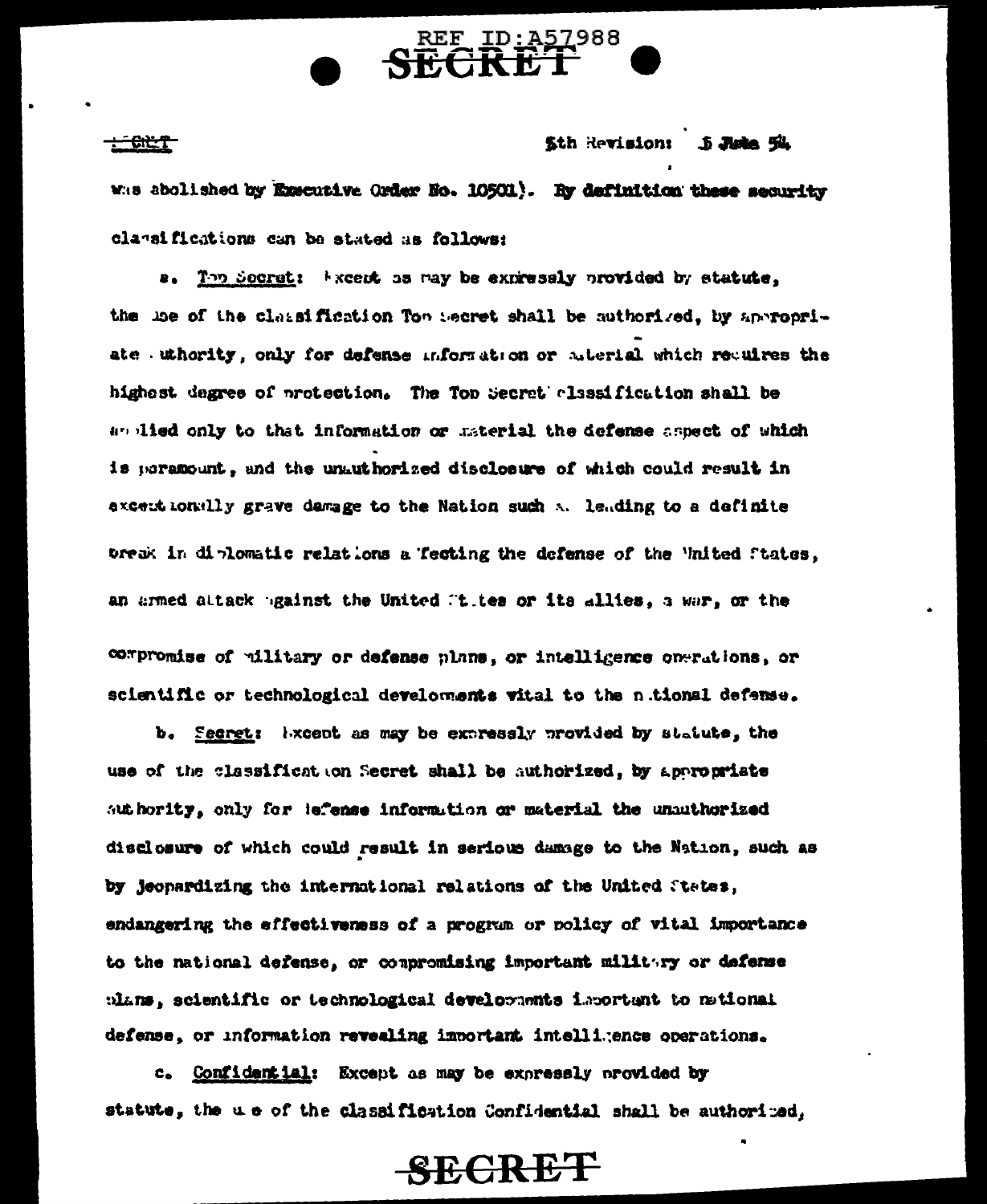was abolished by Executive Order No. 10501). By definition these security classifications can be stated as follows:

a. Top Secret: Except as may be expressly provided by statute, the use of the classification Top Secret shall be authorized, by appropriate authority, only for defense information or material which requires the highest degree of protection. The Top Secret classification shall be applied only to that information or material the defense aspect of which is paramount, and the unauthorized disclosure of which could result in exceptionally grave damage to the Nation such as leading to a definite break in diplomatic relations affecting the defense of the United States, an armed attack against the United States or its allies, a war, or the compromise of military or defense plans, or intelligence operations, or scientific or technological developments vital to the national defense.

b. Secret: Except as may be expressly provided by statute, the use of the classification Secret shall be authorized, by appropriate authority, only for defense information or material the unauthorized disclosure of which could result in serious damage to the Nation, such as by jeopardizing the international relations of the United States, endangering the effectiveness of a program or policy of vital importance to the national defense, or compromising important military or defense plans, scientific or technological developments important to national defense, or information revealing important intelligence operations.

c. Confidential: Except as may be expressly provided by statute, the use of the classification Confidential shall be authorized,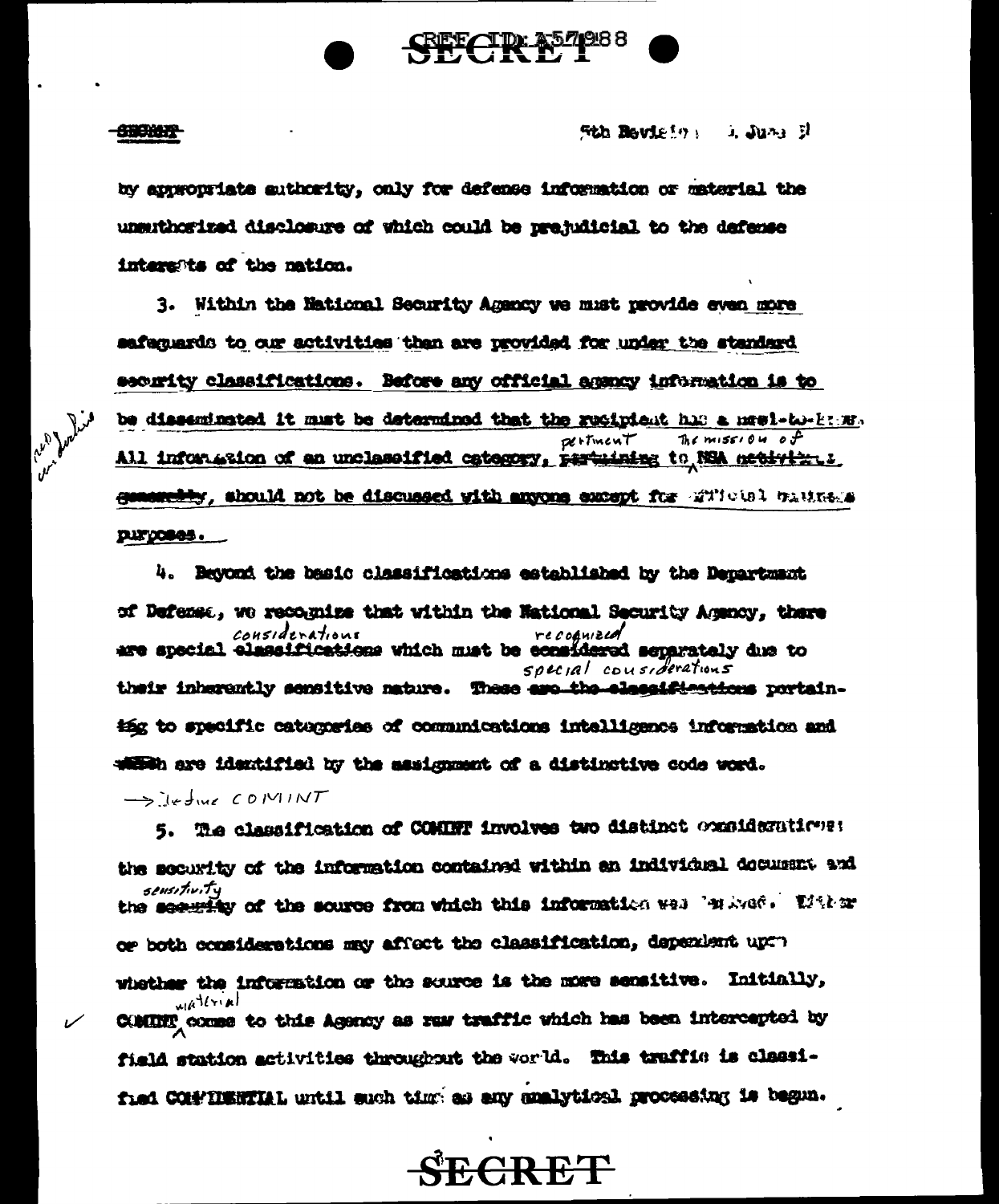by appropriate authority, only for defense information or material the unauthorized disclosure of which could be prejudicial to the defense interests of the nation.

3. Within the National Security Agency we must provide even more safeguards to our activities than are provided for under the standard security classifications. Before any official agency information is to be disseminated it must be determined that the recipient has a need-to-know. All information of an unclassified category, pertinent to the mission of NSA generally, should not be discussed with anyone except for official business purposes.

4. Beyond the basic classifications established by the Department of Defense, we recognize that within the National Security Agency, there are special considerations which must be recognized separately due to their inherently sensitive nature. These special considerations pertaining to specific categories of communications intelligence information and are identified by the assignment of a distinctive code word.

→ define COMINT

5. The classification of COMINT involves two distinct considerations: the security of the information contained within an individual document and the sensitivity of the source from which this information was derived. Either or both considerations may affect the classification, dependent upon whether the information or the source is the more sensitive. Initially, COMINT material comes to this Agency as raw traffic which has been intercepted by field station activities throughout the world. This traffic is classified CONFIDENTIAL until such time as any analytical processing is begun.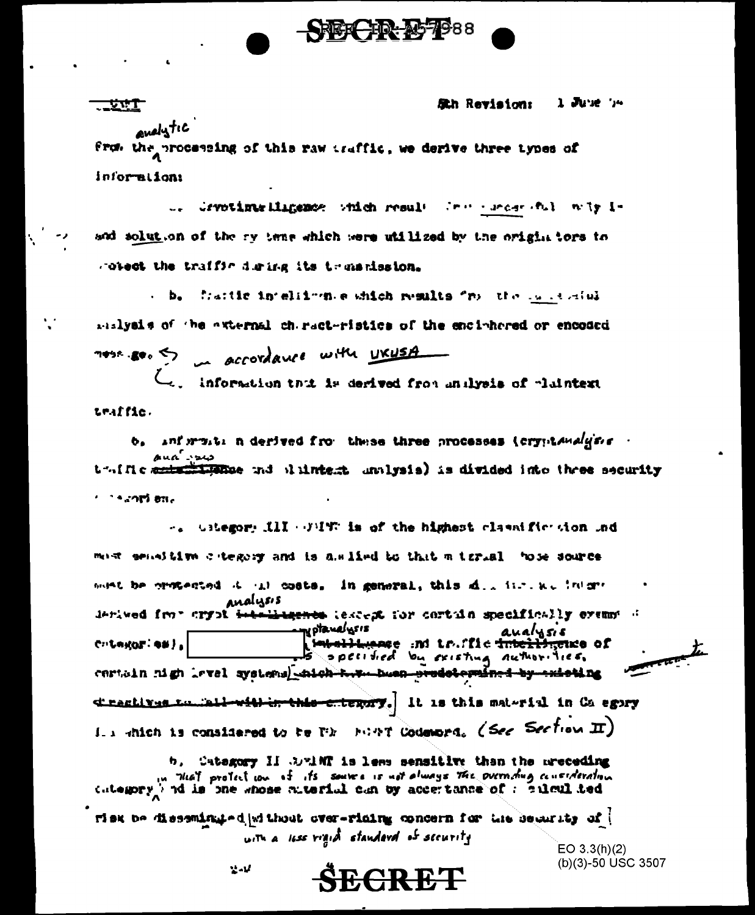SECRET

5th Revision: 1 June 54

From the analytic processing of this raw traffic, we derive three types of information:

a. Cryptintelligence which results from successful analysis and solution of the systems which were utilized by the originators to protect the traffic during its transmission.

b. Traffic intelligence which results from the successful analysis of the external characteristics of the enciphered or encoded message. In accordance with UKUSA

c. Information that is derived from analysis of plaintext traffic.

6. Information derived from these three processes (cryptanalysis, traffic analysis and plaintext analysis) is divided into three security categories.

a. Category III COMINT is of the highest classification and most sensitive category and is applied to that material whose source must be protected at all costs. In general, this division includes information derived from crypt analysis (except for certain specifically exempted categories), [redacted] cryptanalysis and traffic analysis of certain high level systems as specified by existing authorities. It is this material in Category III which is considered to be TOP SECRET Codeword. (See Section II)

b. Category II COMINT is less sensitive than the preceding category in that protection of its source is not always the overriding consideration and is one whose material can by acceptance of calculated risk be disseminated with a less rigid standard of security without over-riding concern for the security of

EO 3.3(h)(2)
(b)(3)-50 USC 3507

SECRET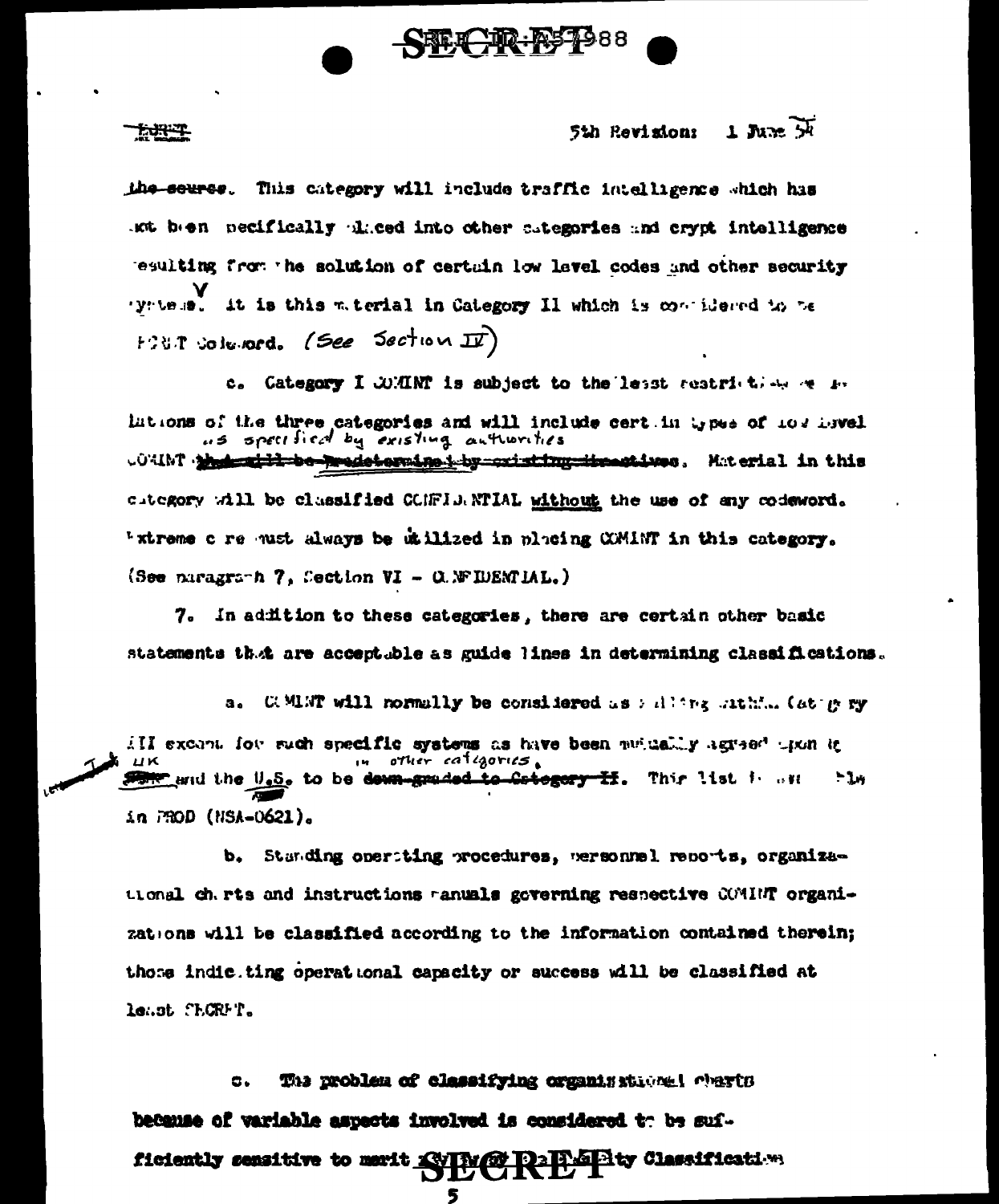the source. This category will include traffic intelligence which has not been specifically placed into other categories and crypt intelligence resulting from the solution of certain low level codes and other security systems. It is this material in Category II which is considered to be FROST Codeword. (See Section IV)

c. Category I COMINT is subject to the least restrictive regulations of the three categories and will include certain types of low level COMINT as specified by existing authorities. Material in this category will be classified CONFIDENTIAL **without** the use of any codeword. Extreme care must always be utilized in placing COMINT in this category. (See paragraph 7, Section VI - CONFIDENTIAL.)

7. In addition to these categories, there are certain other basic statements that are acceptable as guide lines in determining classifications.

a. COMINT will normally be considered as falling within Category III except for such specific systems as have been mutually agreed upon by UK and the U.S. to be in other categories. This list is available in PROD (NSA-0621).

b. Standing operating procedures, personnel reports, organizational charts and instructions manuals governing respective COMINT organizations will be classified according to the information contained therein; those indicating operational capacity or success will be classified at least SECRET.

c. The problem of classifying organizational charts because of variable aspects involved is considered to be sufficiently sensitive to merit ... Security Classification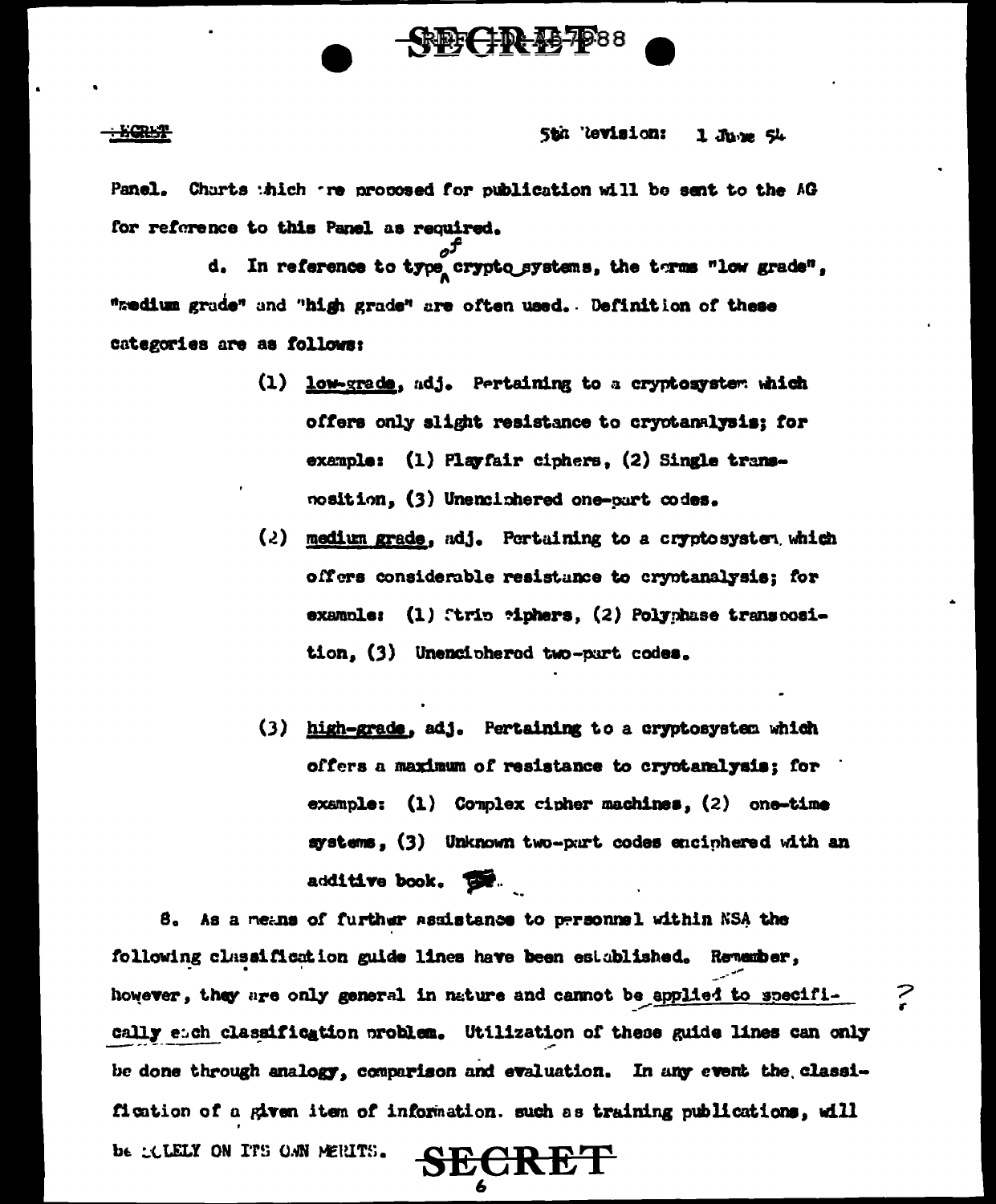Panel. Charts which are proposed for publication will be sent to the AG for reference to this Panel as required.

d. In reference to type of crypto systems, the terms "low grade", "medium grade" and "high grade" are often used. Definition of these categories are as follows:

(1) low-grade, adj. Pertaining to a cryptosystem which offers only slight resistance to cryptanalysis; for example: (1) Playfair ciphers, (2) Single transposition, (3) Unenciphered one-part codes.

(2) medium grade, adj. Pertaining to a cryptosystem which offers considerable resistance to cryptanalysis; for example: (1) Strip ciphers, (2) Polyphase transposition, (3) Unenciphered two-part codes.

(3) high-grade, adj. Pertaining to a cryptosystem which offers a maximum of resistance to cryptanalysis; for example: (1) Complex cipher machines, (2) one-time systems, (3) Unknown two-part codes enciphered with an additive book.

8. As a means of further assistance to personnel within NSA the following classification guide lines have been established. Remember, however, they are only general in nature and cannot be applied to specifically each classification problem. Utilization of these guide lines can only be done through analogy, comparison and evaluation. In any event the classification of a given item of information. such as training publications, will be SOLELY ON ITS OWN MERITS.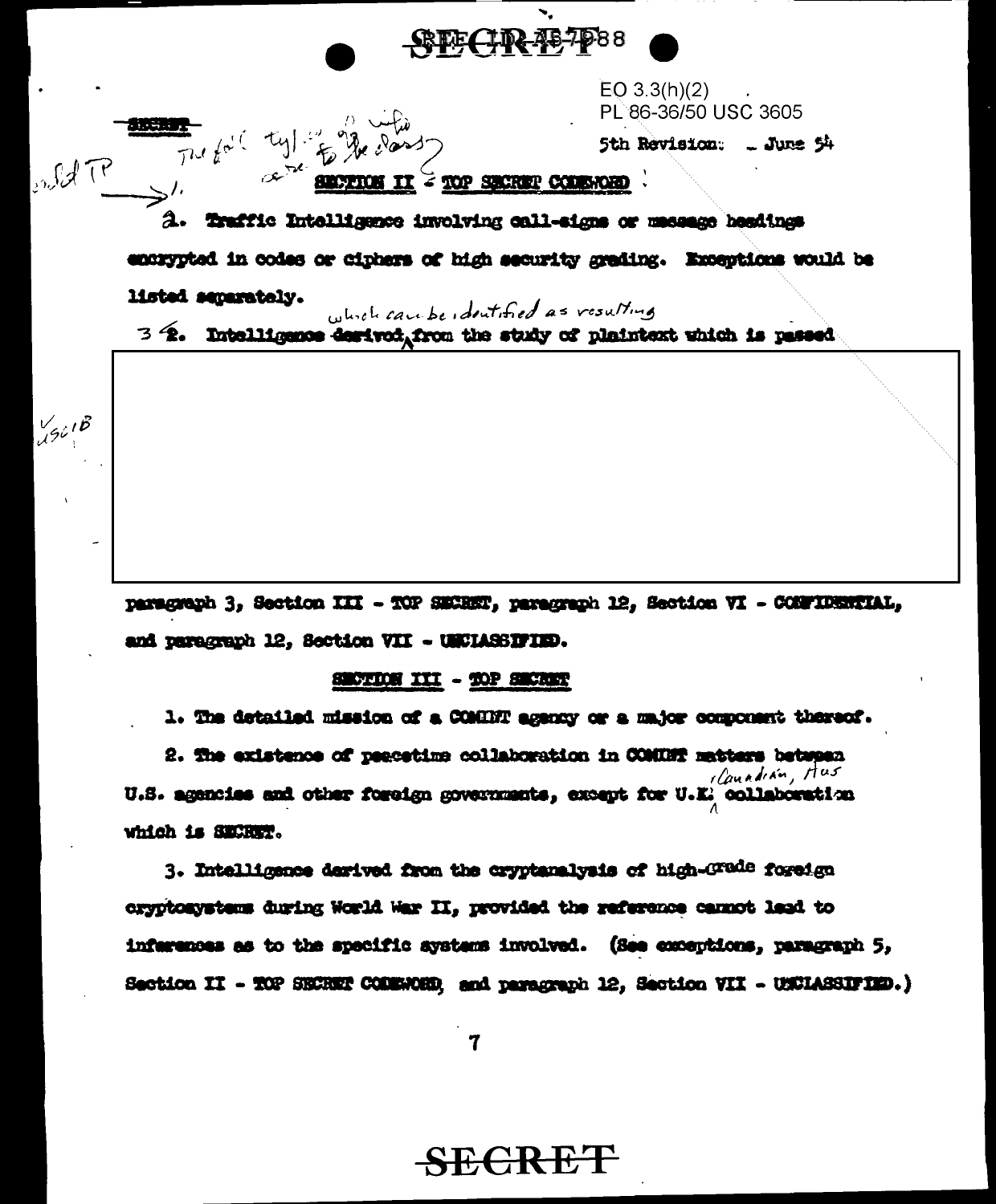EO 3.3(h)(2)
PL 86-36/50 USC 3605

SECRET

5th Revision: — June 54

## SECTION II - TOP SECRET CODEWORD

2. Traffic Intelligence involving call-signs or message headings encrypted in codes or ciphers of high security grading. Exceptions would be listed separately.

3 2. Intelligence derived which can be identified as resulting from the study of plaintext which is passed

paragraph 3, Section III - TOP SECRET, paragraph 12, Section VI - CONFIDENTIAL, and paragraph 12, Section VII - UNCLASSIFIED.

## SECTION III - TOP SECRET

1. The detailed mission of a COMINT agency or a major component thereof.

2. The existence of peacetime collaboration in COMINT matters between U.S. agencies and other foreign governments, except for U.K., Canadian, Aus collaboration which is SECRET.

3. Intelligence derived from the cryptanalysis of high-grade foreign cryptosystems during World War II, provided the reference cannot lead to inferences as to the specific systems involved. (See exceptions, paragraph 5, Section II - TOP SECRET CODEWORD, and paragraph 12, Section VII - UNCLASSIFIED.)

SECRET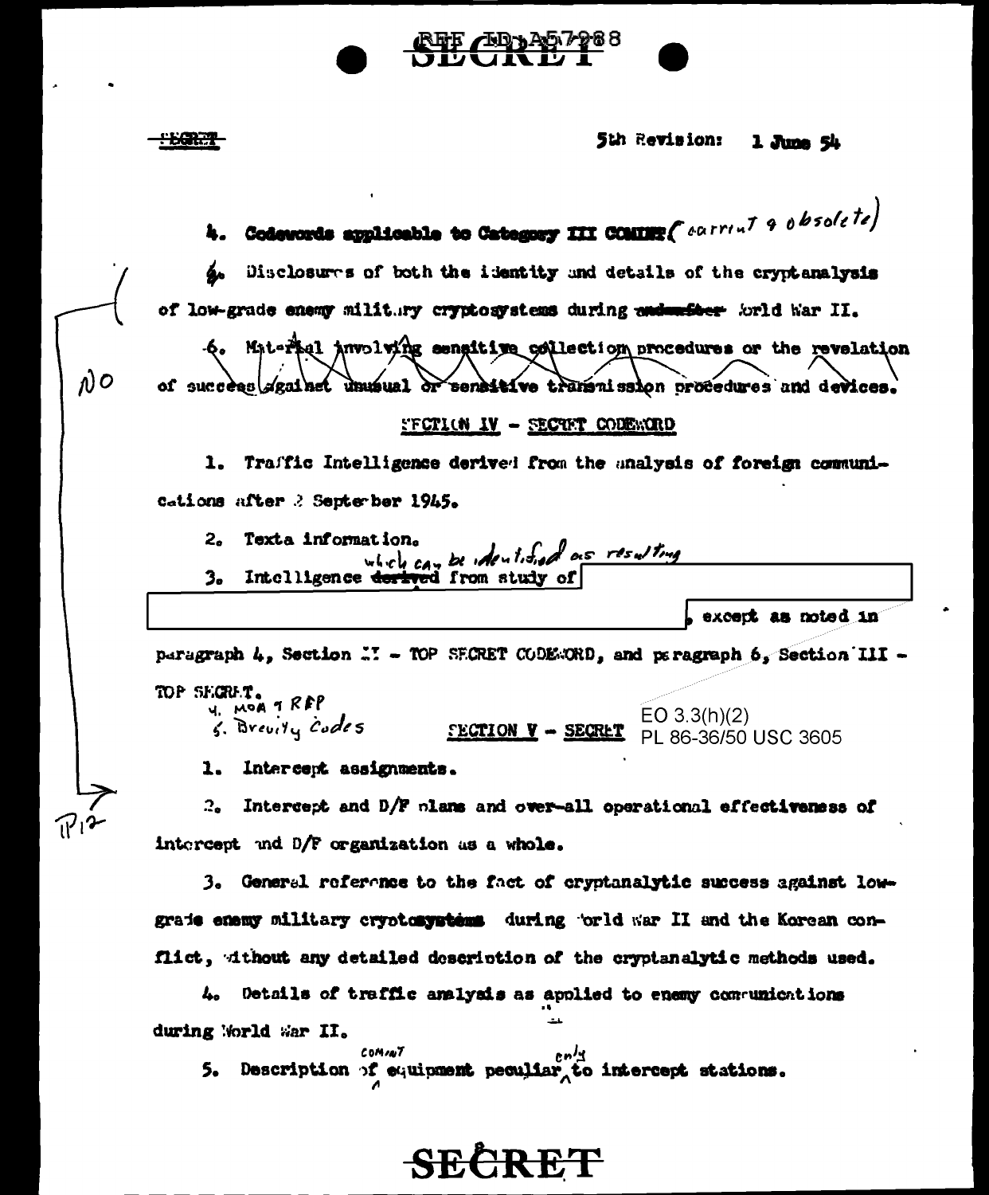SECRET

5th Revision: 1 June 54

4. Codewords applicable to Category III COMINT (current & obsolete)

4. Disclosures of both the identity and details of the cryptanalysis of low-grade enemy military cryptosystems during ~~and after~~ World War II.

6. Material involving sensitive collection procedures or the revelation of success against unusual or sensitive transmission procedures and devices.

NO

SECTION IV - SECRET CODEWORD

1. Traffic Intelligence derived from the analysis of foreign communications after 2 September 1945.

2. Texta information.

3. Intelligence ~~derived~~ which can be identified as resulting from study of [REDACTED], except as noted in paragraph 4, Section II - TOP SECRET CODEWORD, and paragraph 6, Section III - TOP SECRET.

4. MOA & RFP
5. Brevity Codes

EO 3.3(h)(2)
PL 86-36/50 USC 3605

SECTION V - SECRET

P12

1. Intercept assignments.

2. Intercept and D/F plans and over-all operational effectiveness of intercept and D/F organization as a whole.

3. General reference to the fact of cryptanalytic success against low-grade enemy military cryptosystems during World War II and the Korean conflict, without any detailed description of the cryptanalytic methods used.

4. Details of traffic analysis as applied to enemy communications during World War II.

5. Description of COMINT equipment peculiar only to intercept stations.

SECRET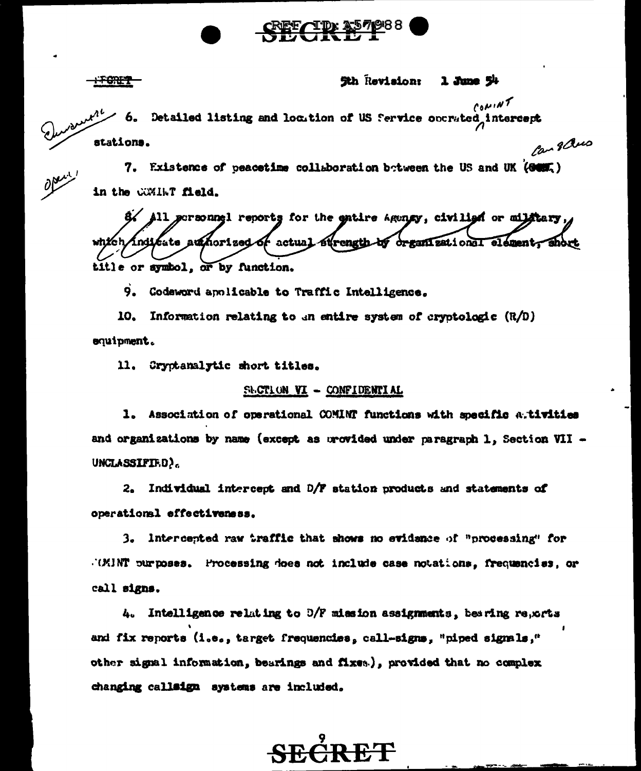SECRET

5th Revision: 1 June 54

6. Detailed listing and location of US Service operated COMINT intercept stations.

7. Existence of peacetime collaboration between the US and UK (GCHQ) in the COMINT field.

~~8. All personnel reports for the entire Agency, civilian or military, which indicate authorized or actual strength by organizational element, short~~ title or symbol, or by function.

9. Codeword applicable to Traffic Intelligence.

10. Information relating to an entire system of cryptologic (R/D) equipment.

11. Cryptanalytic short titles.

## SECTION VI - CONFIDENTIAL

1. Association of operational COMINT functions with specific activities and organizations by name (except as provided under paragraph 1, Section VII - UNCLASSIFIED).

2. Individual intercept and D/F station products and statements of operational effectiveness.

3. Intercepted raw traffic that shows no evidence of "processing" for COMINT purposes. Processing does not include case notations, frequencies, or call signs.

4. Intelligence relating to D/F mission assignments, bearing reports and fix reports (i.e., target frequencies, call-signs, "piped signals," other signal information, bearings and fixes), provided that no complex changing callsign systems are included.

SECRET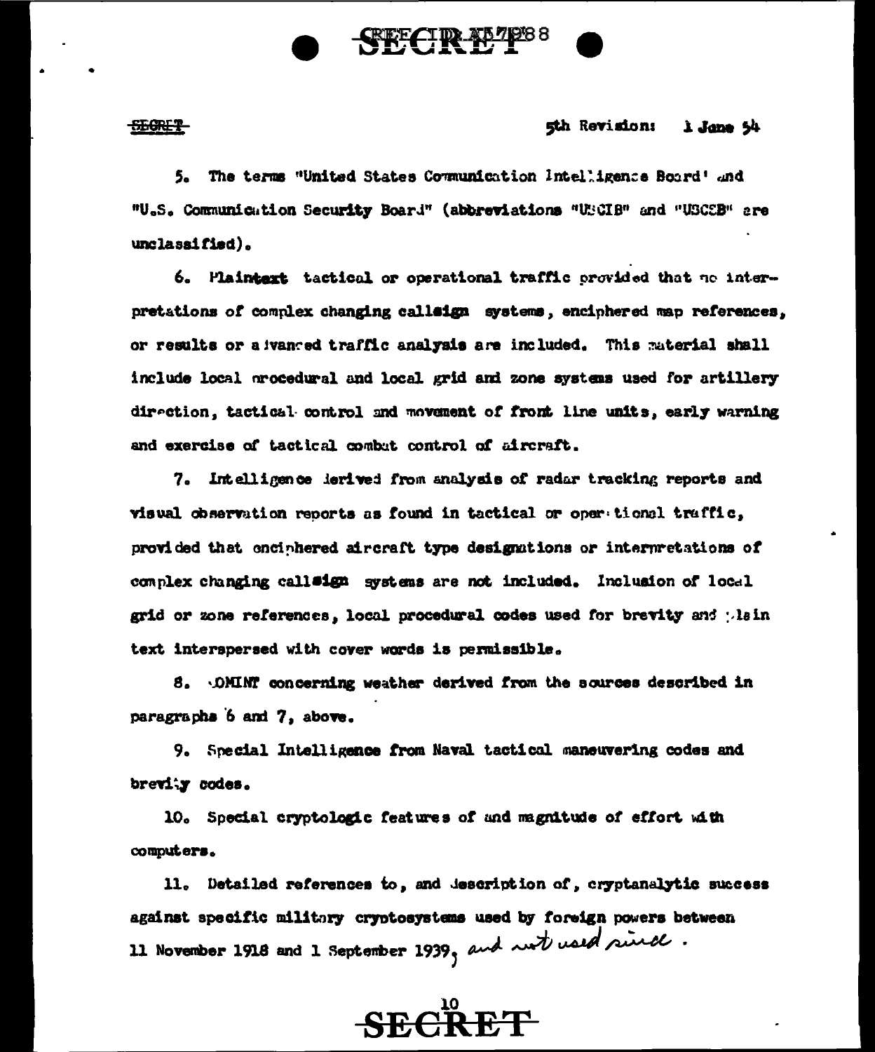5. The terms "United States Communication Intelligence Board" and "U.S. Communication Security Board" (abbreviations "USCIB" and "USCSB" are unclassified).

6. Plaintext tactical or operational traffic provided that no interpretations of complex changing callsign systems, enciphered map references, or results or advanced traffic analysis are included. This material shall include local procedural and local grid and zone systems used for artillery direction, tactical control and movement of front line units, early warning and exercise of tactical combat control of aircraft.

7. Intelligence derived from analysis of radar tracking reports and visual observation reports as found in tactical or operational traffic, provided that enciphered aircraft type designations or interpretations of complex changing callsign systems are not included. Inclusion of local grid or zone references, local procedural codes used for brevity and plain text interspersed with cover words is permissible.

8. COMINT concerning weather derived from the sources described in paragraphs 6 and 7, above.

9. Special Intelligence from Naval tactical maneuvering codes and brevity codes.

10. Special cryptologic features of and magnitude of effort with computers.

11. Detailed references to, and description of, cryptanalytic success against specific military cryptosystems used by foreign powers between 11 November 1918 and 1 September 1939, and not used since.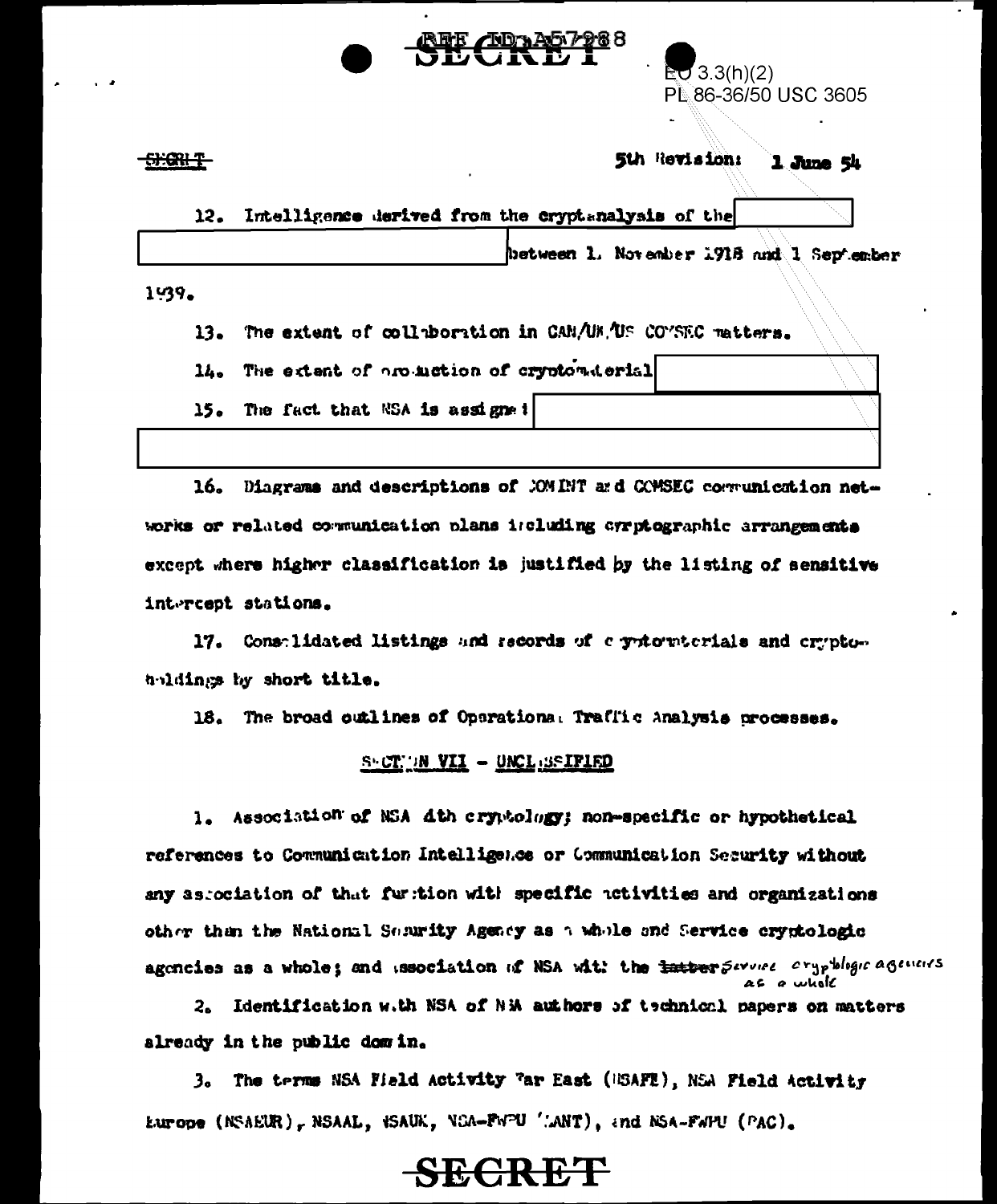REF ID:A57288

EO 3.3(h)(2)
PL 86-36/50 USC 3605

SECRET

5th Revision: 1 June 54

12. Intelligence derived from the cryptanalysis of the [REDACTED] between 1 November 1918 and 1 September 1939.

13. The extent of collaboration in CAN/UK/US COMSEC matters.

14. The extent of production of cryptomaterial [REDACTED]

15. The fact that NSA is assigned [REDACTED]

16. Diagrams and descriptions of COMINT and COMSEC communication networks or related communication plans including cryptographic arrangements except where higher classification is justified by the listing of sensitive intercept stations.

17. Consolidated listings and records of cryptomaterials and cryptoholdings by short title.

18. The broad outlines of Operational Traffic Analysis processes.

## SECTION VII - UNCLASSIFIED

1. Association of NSA with cryptology; non-specific or hypothetical references to Communication Intelligence or Communication Security without any association of that function with specific activities and organizations other than the National Security Agency as a whole and Service cryptologic agencies as a whole; and association of NSA with the ~~latter~~ *Service cryptologic agencies as a whole*

2. Identification with NSA of NSA authors of technical papers on matters already in the public domain.

3. The terms NSA Field Activity Far East (NSAFE), NSA Field Activity Europe (NSAEUR), NSAAL, NSAUK, NSA-FWPU (LANT), and NSA-FWPU (PAC).

SECRET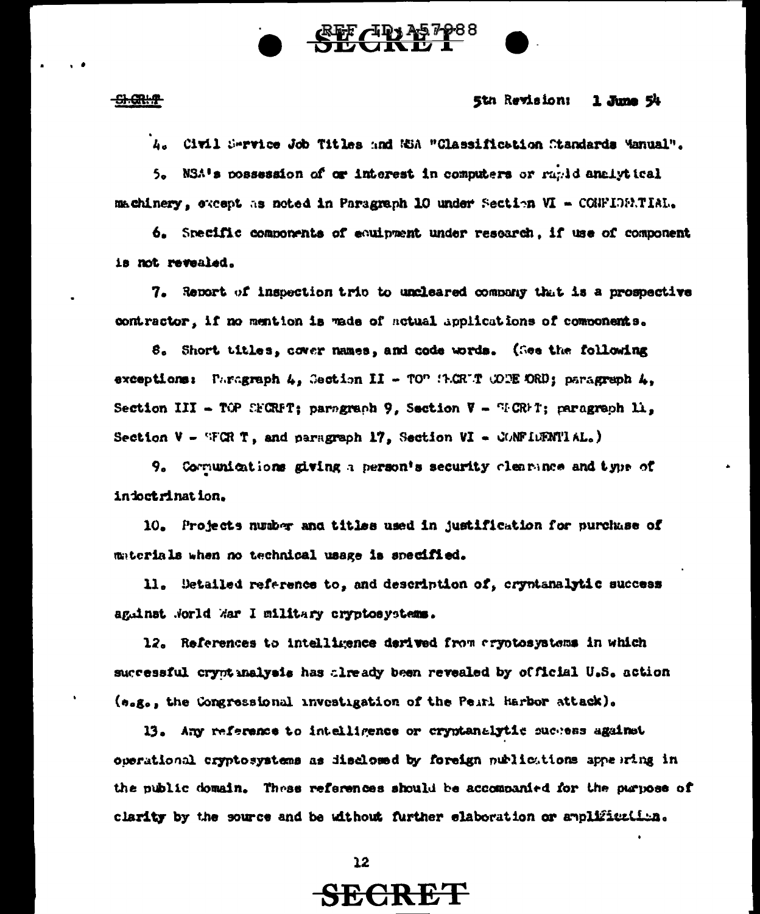4. Civil Service Job Titles and NSA "Classification Standards Manual".

5. NSA's possession of or interest in computers or rapid analytical machinery, except as noted in Paragraph 10 under Section VI - CONFIDENTIAL.

6. Specific components of equipment under research, if use of component is not revealed.

7. Report of inspection trip to uncleared company that is a prospective contractor, if no mention is made of actual applications of components.

8. Short titles, cover names, and code words. (See the following exceptions: Paragraph 4, Section II - TOP SECRET CODE WORD; paragraph 4, Section III - TOP SECRET; paragraph 9, Section V - SECRET; paragraph 11, Section V - SECRET, and paragraph 17, Section VI - CONFIDENTIAL.)

9. Communications giving a person's security clearance and type of indoctrination.

10. Projects number and titles used in justification for purchase of materials when no technical usage is specified.

11. Detailed reference to, and description of, cryptanalytic success against World War I military cryptosystems.

12. References to intelligence derived from cryptosystems in which successful cryptanalysis has already been revealed by official U.S. action (e.g., the Congressional investigation of the Pearl Harbor attack).

13. Any reference to intelligence or cryptanalytic success against operational cryptosystems as disclosed by foreign publications appearing in the public domain. These references should be accompanied for the purpose of clarity by the source and be without further elaboration or amplification.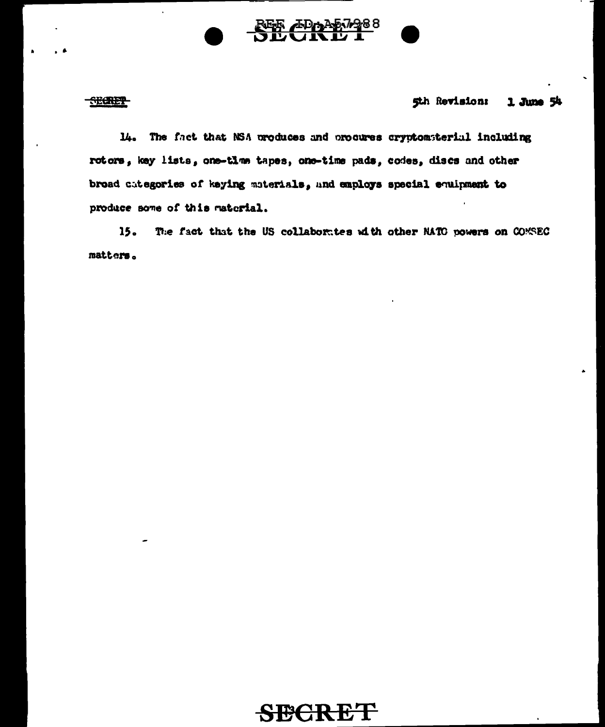5th Revision: 1 June 54

14. The fact that NSA produces and procures cryptomaterial including rotors, key lists, one-time tapes, one-time pads, codes, discs and other broad categories of keying materials, and employs special equipment to produce some of this material.

15. The fact that the US collaborates with other NATO powers on COMSEC matters.